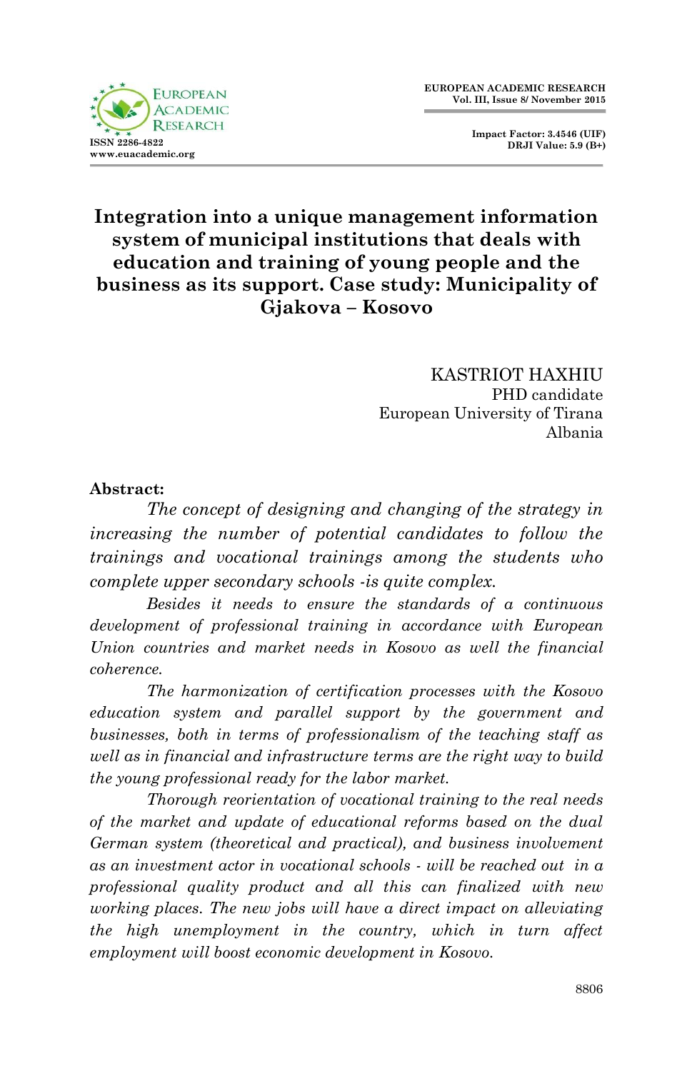# Integration into a unique management information system of municipal institutions that deals with education and training of young people and the business as its support. Case study: Municipality of Gjakova – Kosovo

KASTRIOT HAXHIU  
PHD candidate  
European University of Tirana  
Albania

**Abstract:**

*The concept of designing and changing of the strategy in increasing the number of potential candidates to follow the trainings and vocational trainings among the students who complete upper secondary schools -is quite complex.*

*Besides it needs to ensure the standards of a continuous development of professional training in accordance with European Union countries and market needs in Kosovo as well the financial coherence.*

*The harmonization of certification processes with the Kosovo education system and parallel support by the government and businesses, both in terms of professionalism of the teaching staff as well as in financial and infrastructure terms are the right way to build the young professional ready for the labor market.*

*Thorough reorientation of vocational training to the real needs of the market and update of educational reforms based on the dual German system (theoretical and practical), and business involvement as an investment actor in vocational schools - will be reached out in a professional quality product and all this can finalized with new working places. The new jobs will have a direct impact on alleviating the high unemployment in the country, which in turn affect employment will boost economic development in Kosovo.*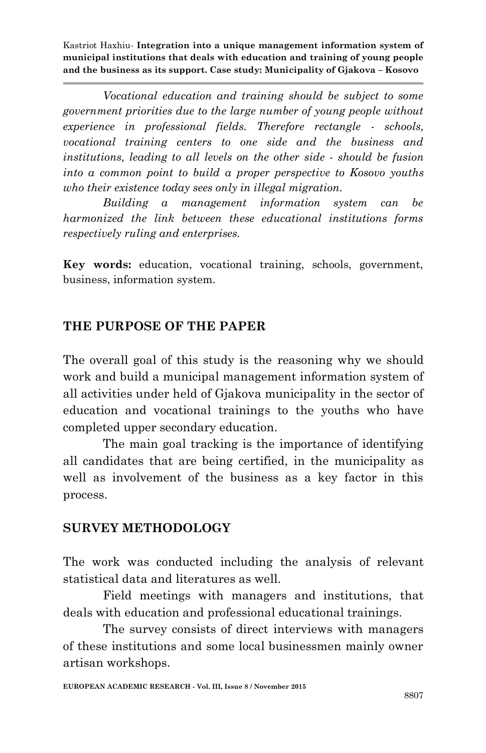*Vocational education and training should be subject to some government priorities due to the large number of young people without experience in professional fields. Therefore rectangle - schools, vocational training centers to one side and the business and institutions, leading to all levels on the other side - should be fusion into a common point to build a proper perspective to Kosovo youths who their existence today sees only in illegal migration.*

*Building a management information system can be harmonized the link between these educational institutions forms respectively ruling and enterprises.*

**Key words:** education, vocational training, schools, government, business, information system.

## THE PURPOSE OF THE PAPER

The overall goal of this study is the reasoning why we should work and build a municipal management information system of all activities under held of Gjakova municipality in the sector of education and vocational trainings to the youths who have completed upper secondary education.

The main goal tracking is the importance of identifying all candidates that are being certified, in the municipality as well as involvement of the business as a key factor in this process.

## SURVEY METHODOLOGY

The work was conducted including the analysis of relevant statistical data and literatures as well.

Field meetings with managers and institutions, that deals with education and professional educational trainings.

The survey consists of direct interviews with managers of these institutions and some local businessmen mainly owner artisan workshops.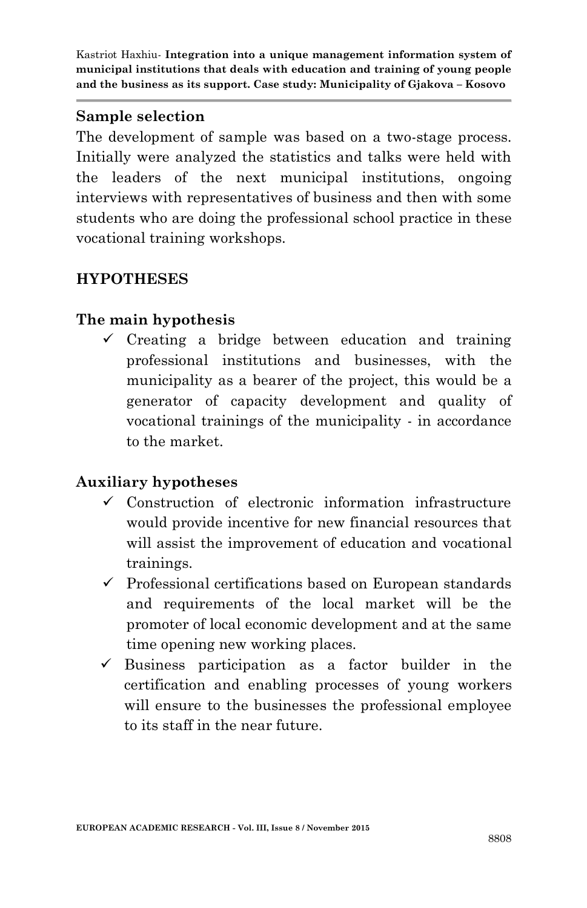## Sample selection

The development of sample was based on a two-stage process. Initially were analyzed the statistics and talks were held with the leaders of the next municipal institutions, ongoing interviews with representatives of business and then with some students who are doing the professional school practice in these vocational training workshops.

## HYPOTHESES

### The main hypothesis

- ✓ Creating a bridge between education and training professional institutions and businesses, with the municipality as a bearer of the project, this would be a generator of capacity development and quality of vocational trainings of the municipality - in accordance to the market.

### Auxiliary hypotheses

- ✓ Construction of electronic information infrastructure would provide incentive for new financial resources that will assist the improvement of education and vocational trainings.
- ✓ Professional certifications based on European standards and requirements of the local market will be the promoter of local economic development and at the same time opening new working places.
- ✓ Business participation as a factor builder in the certification and enabling processes of young workers will ensure to the businesses the professional employee to its staff in the near future.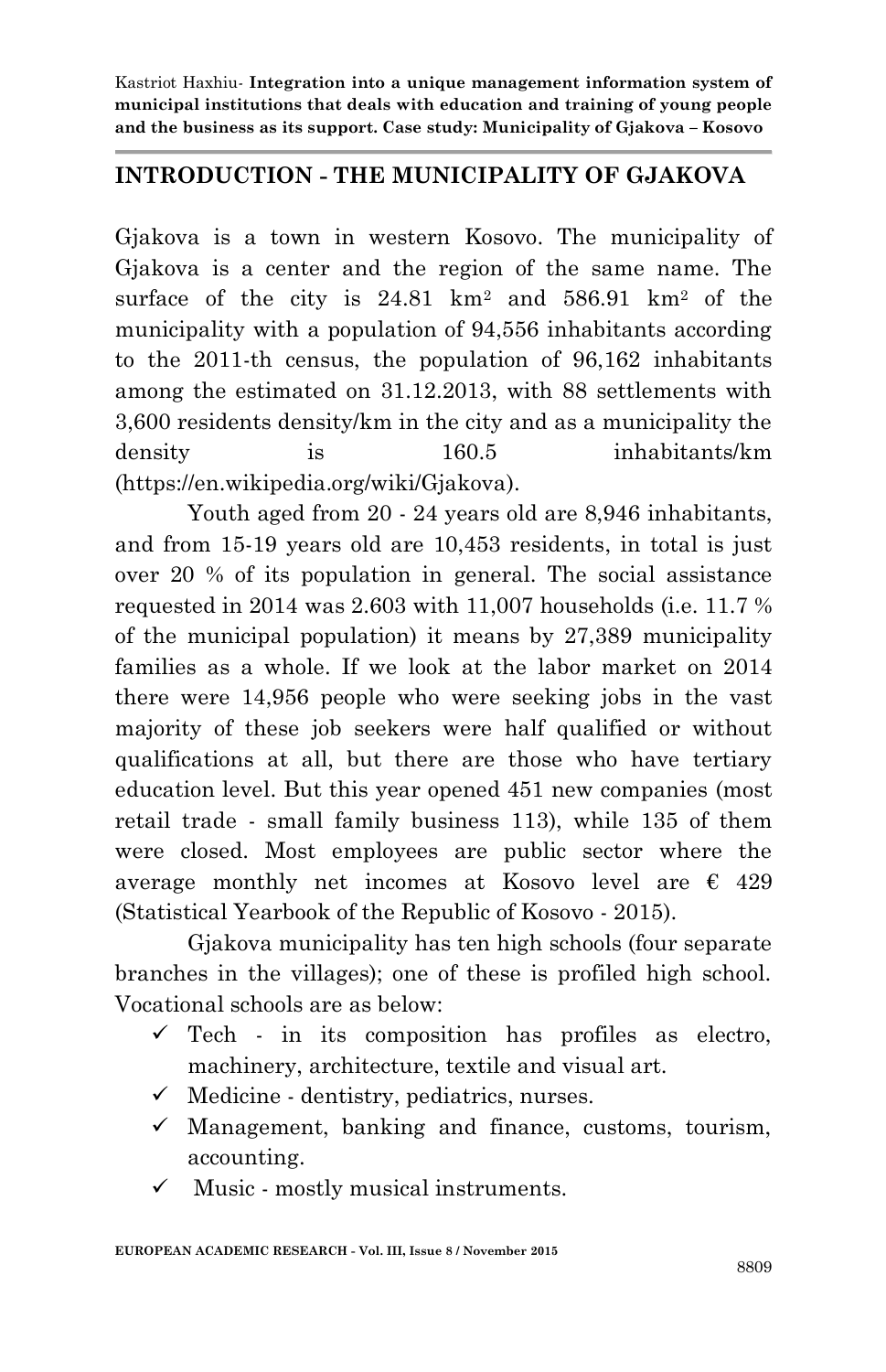## INTRODUCTION - THE MUNICIPALITY OF GJAKOVA

Gjakova is a town in western Kosovo. The municipality of Gjakova is a center and the region of the same name. The surface of the city is 24.81 km$^2$ and 586.91 km$^2$ of the municipality with a population of 94,556 inhabitants according to the 2011-th census, the population of 96,162 inhabitants among the estimated on 31.12.2013, with 88 settlements with 3,600 residents density/km in the city and as a municipality the density is 160.5 inhabitants/km (https://en.wikipedia.org/wiki/Gjakova).

Youth aged from 20 - 24 years old are 8,946 inhabitants, and from 15-19 years old are 10,453 residents, in total is just over 20 % of its population in general. The social assistance requested in 2014 was 2.603 with 11,007 households (i.e. 11.7 % of the municipal population) it means by 27,389 municipality families as a whole. If we look at the labor market on 2014 there were 14,956 people who were seeking jobs in the vast majority of these job seekers were half qualified or without qualifications at all, but there are those who have tertiary education level. But this year opened 451 new companies (most retail trade - small family business 113), while 135 of them were closed. Most employees are public sector where the average monthly net incomes at Kosovo level are € 429 (Statistical Yearbook of the Republic of Kosovo - 2015).

Gjakova municipality has ten high schools (four separate branches in the villages); one of these is profiled high school. Vocational schools are as below:

- ✓ Tech - in its composition has profiles as electro, machinery, architecture, textile and visual art.
- ✓ Medicine - dentistry, pediatrics, nurses.
- ✓ Management, banking and finance, customs, tourism, accounting.
- ✓ Music - mostly musical instruments.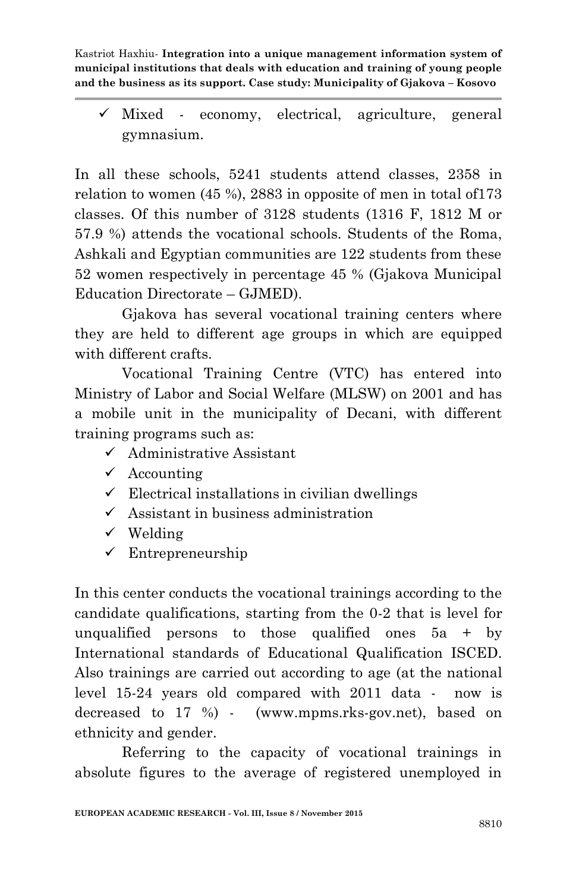- ✓ Mixed - economy, electrical, agriculture, general gymnasium.

In all these schools, 5241 students attend classes, 2358 in relation to women (45 %), 2883 in opposite of men in total of173 classes. Of this number of 3128 students (1316 F, 1812 M or 57.9 %) attends the vocational schools. Students of the Roma, Ashkali and Egyptian communities are 122 students from these 52 women respectively in percentage 45 % (Gjakova Municipal Education Directorate – GJMED).

Gjakova has several vocational training centers where they are held to different age groups in which are equipped with different crafts.

Vocational Training Centre (VTC) has entered into Ministry of Labor and Social Welfare (MLSW) on 2001 and has a mobile unit in the municipality of Decani, with different training programs such as:

- ✓ Administrative Assistant
- ✓ Accounting
- ✓ Electrical installations in civilian dwellings
- ✓ Assistant in business administration
- ✓ Welding
- ✓ Entrepreneurship

In this center conducts the vocational trainings according to the candidate qualifications, starting from the 0-2 that is level for unqualified persons to those qualified ones 5a + by International standards of Educational Qualification ISCED. Also trainings are carried out according to age (at the national level 15-24 years old compared with 2011 data - now is decreased to 17 %) - (www.mpms.rks-gov.net), based on ethnicity and gender.

Referring to the capacity of vocational trainings in absolute figures to the average of registered unemployed in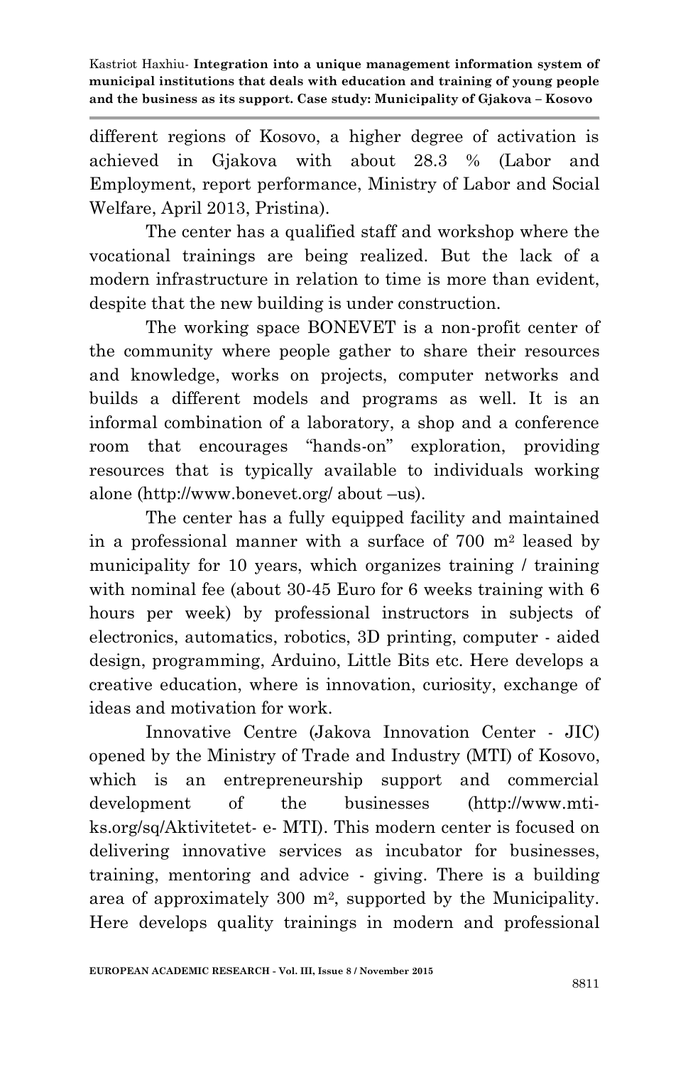different regions of Kosovo, a higher degree of activation is achieved in Gjakova with about 28.3 % (Labor and Employment, report performance, Ministry of Labor and Social Welfare, April 2013, Pristina).

The center has a qualified staff and workshop where the vocational trainings are being realized. But the lack of a modern infrastructure in relation to time is more than evident, despite that the new building is under construction.

The working space BONEVET is a non-profit center of the community where people gather to share their resources and knowledge, works on projects, computer networks and builds a different models and programs as well. It is an informal combination of a laboratory, a shop and a conference room that encourages "hands-on" exploration, providing resources that is typically available to individuals working alone (http://www.bonevet.org/ about –us).

The center has a fully equipped facility and maintained in a professional manner with a surface of 700 $m^2$ leased by municipality for 10 years, which organizes training / training with nominal fee (about 30-45 Euro for 6 weeks training with 6 hours per week) by professional instructors in subjects of electronics, automatics, robotics, 3D printing, computer - aided design, programming, Arduino, Little Bits etc. Here develops a creative education, where is innovation, curiosity, exchange of ideas and motivation for work.

Innovative Centre (Jakova Innovation Center - JIC) opened by the Ministry of Trade and Industry (MTI) of Kosovo, which is an entrepreneurship support and commercial development of the businesses (http://www.mti-ks.org/sq/Aktivitetet- e- MTI). This modern center is focused on delivering innovative services as incubator for businesses, training, mentoring and advice - giving. There is a building area of approximately 300 $m^2$, supported by the Municipality. Here develops quality trainings in modern and professional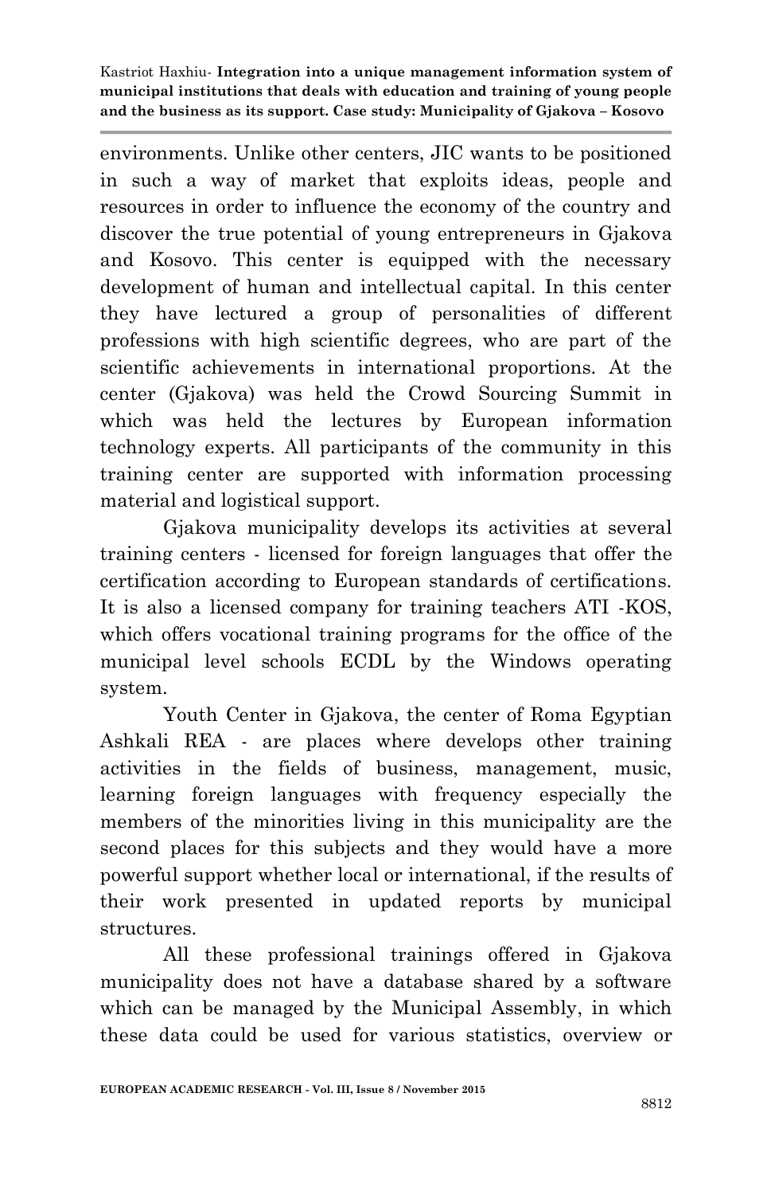environments. Unlike other centers, JIC wants to be positioned in such a way of market that exploits ideas, people and resources in order to influence the economy of the country and discover the true potential of young entrepreneurs in Gjakova and Kosovo. This center is equipped with the necessary development of human and intellectual capital. In this center they have lectured a group of personalities of different professions with high scientific degrees, who are part of the scientific achievements in international proportions. At the center (Gjakova) was held the Crowd Sourcing Summit in which was held the lectures by European information technology experts. All participants of the community in this training center are supported with information processing material and logistical support.

Gjakova municipality develops its activities at several training centers - licensed for foreign languages that offer the certification according to European standards of certifications. It is also a licensed company for training teachers ATI -KOS, which offers vocational training programs for the office of the municipal level schools ECDL by the Windows operating system.

Youth Center in Gjakova, the center of Roma Egyptian Ashkali REA - are places where develops other training activities in the fields of business, management, music, learning foreign languages with frequency especially the members of the minorities living in this municipality are the second places for this subjects and they would have a more powerful support whether local or international, if the results of their work presented in updated reports by municipal structures.

All these professional trainings offered in Gjakova municipality does not have a database shared by a software which can be managed by the Municipal Assembly, in which these data could be used for various statistics, overview or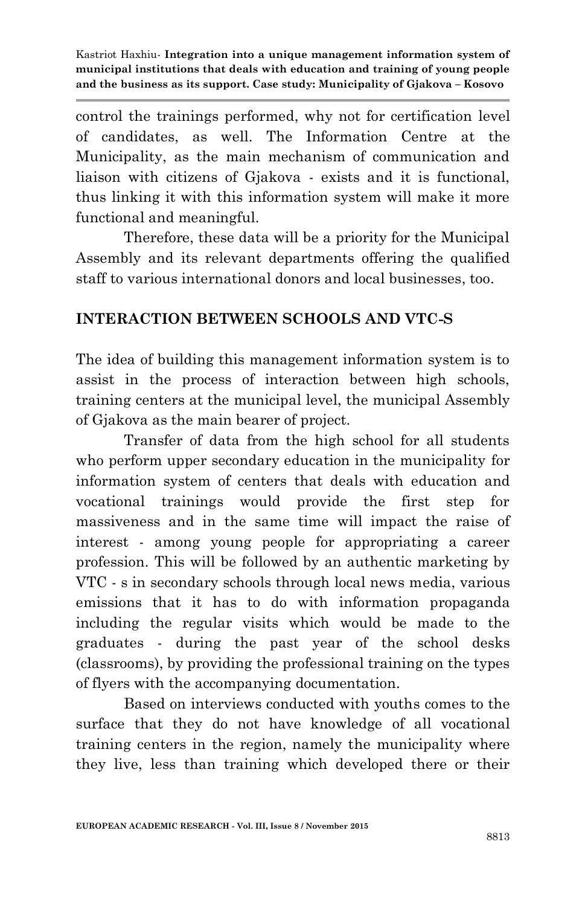control the trainings performed, why not for certification level of candidates, as well. The Information Centre at the Municipality, as the main mechanism of communication and liaison with citizens of Gjakova - exists and it is functional, thus linking it with this information system will make it more functional and meaningful.

Therefore, these data will be a priority for the Municipal Assembly and its relevant departments offering the qualified staff to various international donors and local businesses, too.

## INTERACTION BETWEEN SCHOOLS AND VTC-S

The idea of building this management information system is to assist in the process of interaction between high schools, training centers at the municipal level, the municipal Assembly of Gjakova as the main bearer of project.

Transfer of data from the high school for all students who perform upper secondary education in the municipality for information system of centers that deals with education and vocational trainings would provide the first step for massiveness and in the same time will impact the raise of interest - among young people for appropriating a career profession. This will be followed by an authentic marketing by VTC - s in secondary schools through local news media, various emissions that it has to do with information propaganda including the regular visits which would be made to the graduates - during the past year of the school desks (classrooms), by providing the professional training on the types of flyers with the accompanying documentation.

Based on interviews conducted with youths comes to the surface that they do not have knowledge of all vocational training centers in the region, namely the municipality where they live, less than training which developed there or their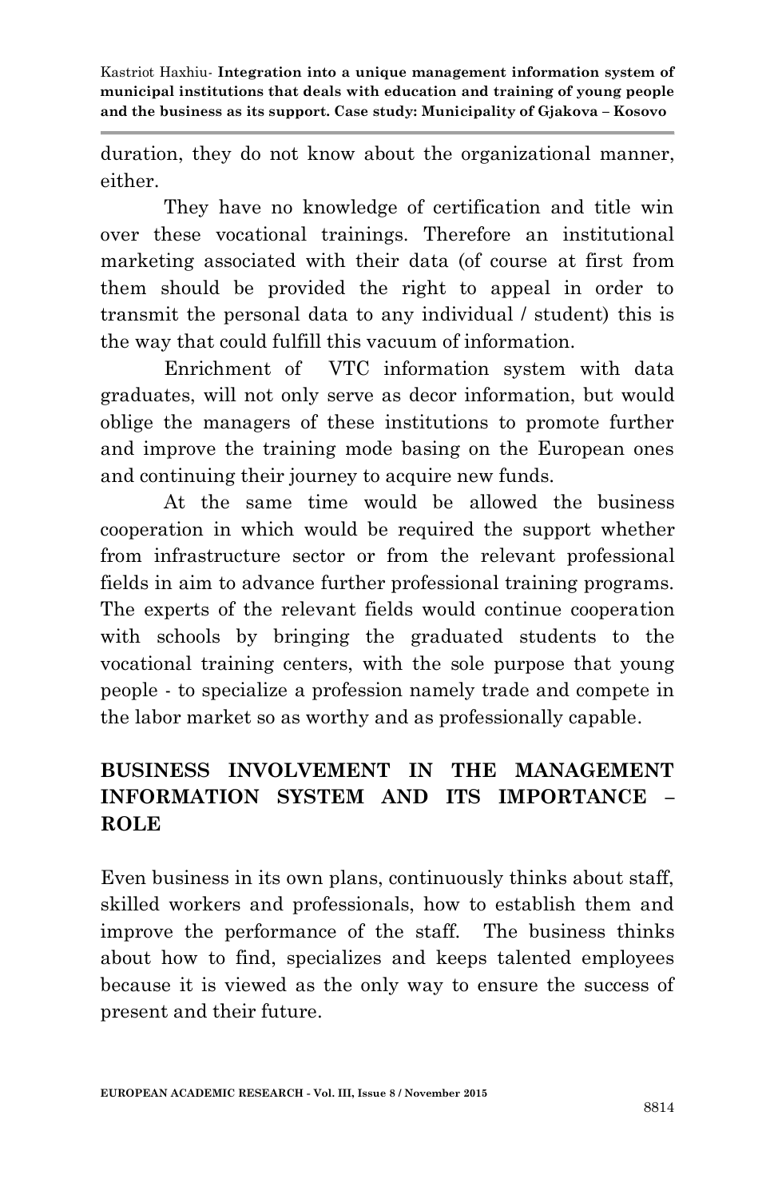duration, they do not know about the organizational manner, either.

They have no knowledge of certification and title win over these vocational trainings. Therefore an institutional marketing associated with their data (of course at first from them should be provided the right to appeal in order to transmit the personal data to any individual / student) this is the way that could fulfill this vacuum of information.

Enrichment of VTC information system with data graduates, will not only serve as decor information, but would oblige the managers of these institutions to promote further and improve the training mode basing on the European ones and continuing their journey to acquire new funds.

At the same time would be allowed the business cooperation in which would be required the support whether from infrastructure sector or from the relevant professional fields in aim to advance further professional training programs. The experts of the relevant fields would continue cooperation with schools by bringing the graduated students to the vocational training centers, with the sole purpose that young people - to specialize a profession namely trade and compete in the labor market so as worthy and as professionally capable.

## BUSINESS INVOLVEMENT IN THE MANAGEMENT INFORMATION SYSTEM AND ITS IMPORTANCE – ROLE

Even business in its own plans, continuously thinks about staff, skilled workers and professionals, how to establish them and improve the performance of the staff. The business thinks about how to find, specializes and keeps talented employees because it is viewed as the only way to ensure the success of present and their future.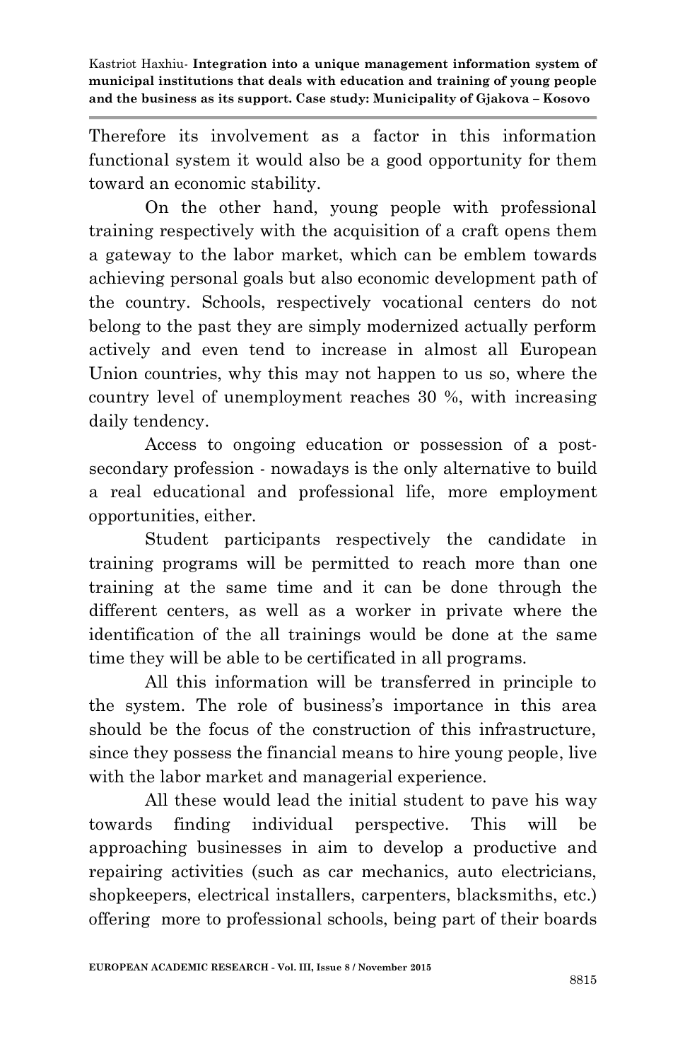Therefore its involvement as a factor in this information functional system it would also be a good opportunity for them toward an economic stability.

On the other hand, young people with professional training respectively with the acquisition of a craft opens them a gateway to the labor market, which can be emblem towards achieving personal goals but also economic development path of the country. Schools, respectively vocational centers do not belong to the past they are simply modernized actually perform actively and even tend to increase in almost all European Union countries, why this may not happen to us so, where the country level of unemployment reaches 30 %, with increasing daily tendency.

Access to ongoing education or possession of a post-secondary profession - nowadays is the only alternative to build a real educational and professional life, more employment opportunities, either.

Student participants respectively the candidate in training programs will be permitted to reach more than one training at the same time and it can be done through the different centers, as well as a worker in private where the identification of the all trainings would be done at the same time they will be able to be certificated in all programs.

All this information will be transferred in principle to the system. The role of business's importance in this area should be the focus of the construction of this infrastructure, since they possess the financial means to hire young people, live with the labor market and managerial experience.

All these would lead the initial student to pave his way towards finding individual perspective. This will be approaching businesses in aim to develop a productive and repairing activities (such as car mechanics, auto electricians, shopkeepers, electrical installers, carpenters, blacksmiths, etc.) offering more to professional schools, being part of their boards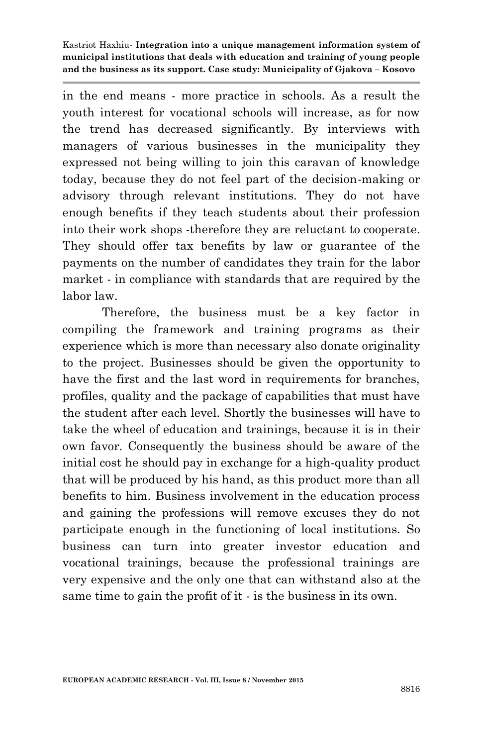in the end means - more practice in schools. As a result the youth interest for vocational schools will increase, as for now the trend has decreased significantly. By interviews with managers of various businesses in the municipality they expressed not being willing to join this caravan of knowledge today, because they do not feel part of the decision-making or advisory through relevant institutions. They do not have enough benefits if they teach students about their profession into their work shops -therefore they are reluctant to cooperate. They should offer tax benefits by law or guarantee of the payments on the number of candidates they train for the labor market - in compliance with standards that are required by the labor law.

Therefore, the business must be a key factor in compiling the framework and training programs as their experience which is more than necessary also donate originality to the project. Businesses should be given the opportunity to have the first and the last word in requirements for branches, profiles, quality and the package of capabilities that must have the student after each level. Shortly the businesses will have to take the wheel of education and trainings, because it is in their own favor. Consequently the business should be aware of the initial cost he should pay in exchange for a high-quality product that will be produced by his hand, as this product more than all benefits to him. Business involvement in the education process and gaining the professions will remove excuses they do not participate enough in the functioning of local institutions. So business can turn into greater investor education and vocational trainings, because the professional trainings are very expensive and the only one that can withstand also at the same time to gain the profit of it - is the business in its own.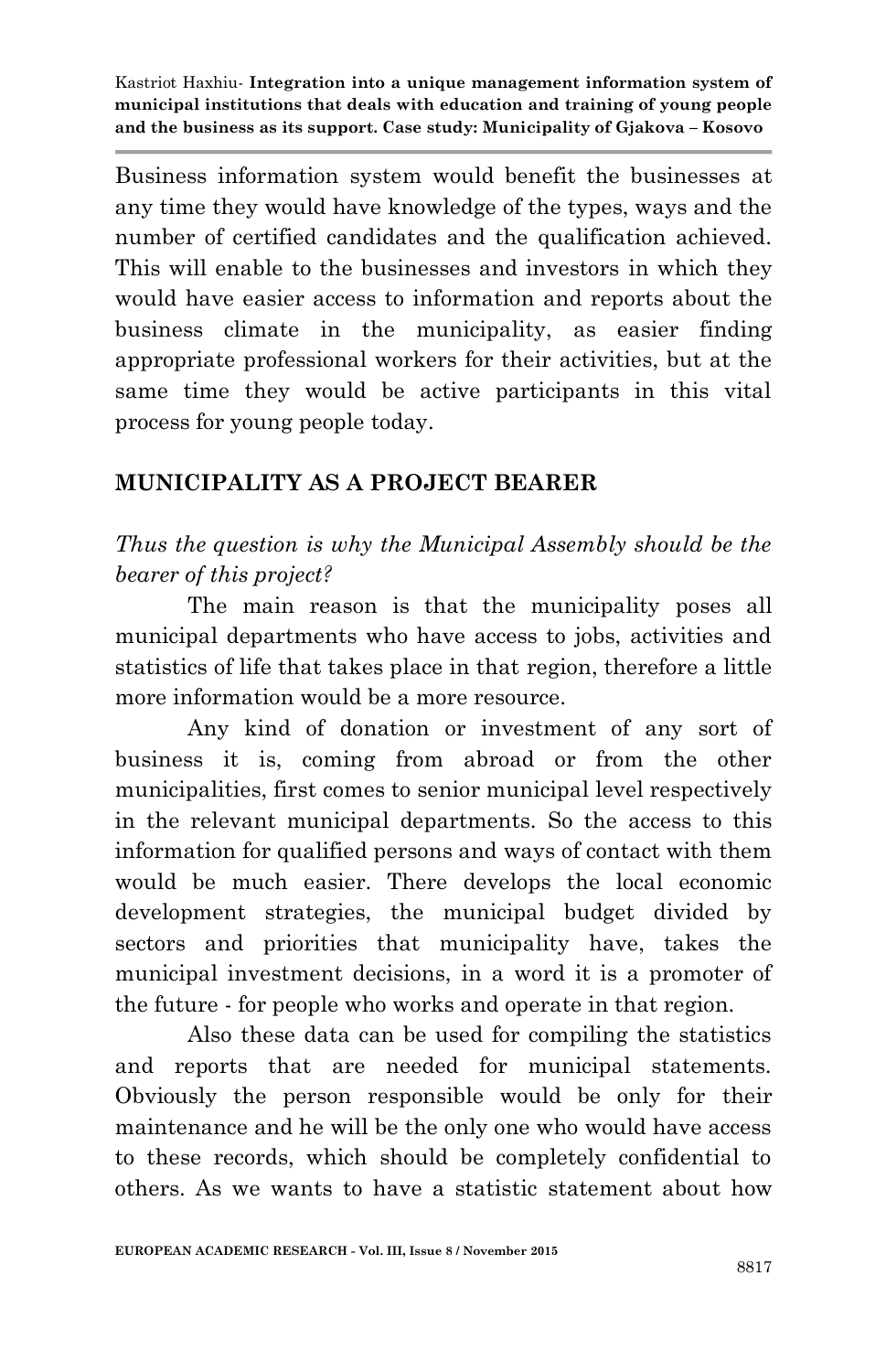Business information system would benefit the businesses at any time they would have knowledge of the types, ways and the number of certified candidates and the qualification achieved. This will enable to the businesses and investors in which they would have easier access to information and reports about the business climate in the municipality, as easier finding appropriate professional workers for their activities, but at the same time they would be active participants in this vital process for young people today.

## MUNICIPALITY AS A PROJECT BEARER

*Thus the question is why the Municipal Assembly should be the bearer of this project?*

The main reason is that the municipality poses all municipal departments who have access to jobs, activities and statistics of life that takes place in that region, therefore a little more information would be a more resource.

Any kind of donation or investment of any sort of business it is, coming from abroad or from the other municipalities, first comes to senior municipal level respectively in the relevant municipal departments. So the access to this information for qualified persons and ways of contact with them would be much easier. There develops the local economic development strategies, the municipal budget divided by sectors and priorities that municipality have, takes the municipal investment decisions, in a word it is a promoter of the future - for people who works and operate in that region.

Also these data can be used for compiling the statistics and reports that are needed for municipal statements. Obviously the person responsible would be only for their maintenance and he will be the only one who would have access to these records, which should be completely confidential to others. As we wants to have a statistic statement about how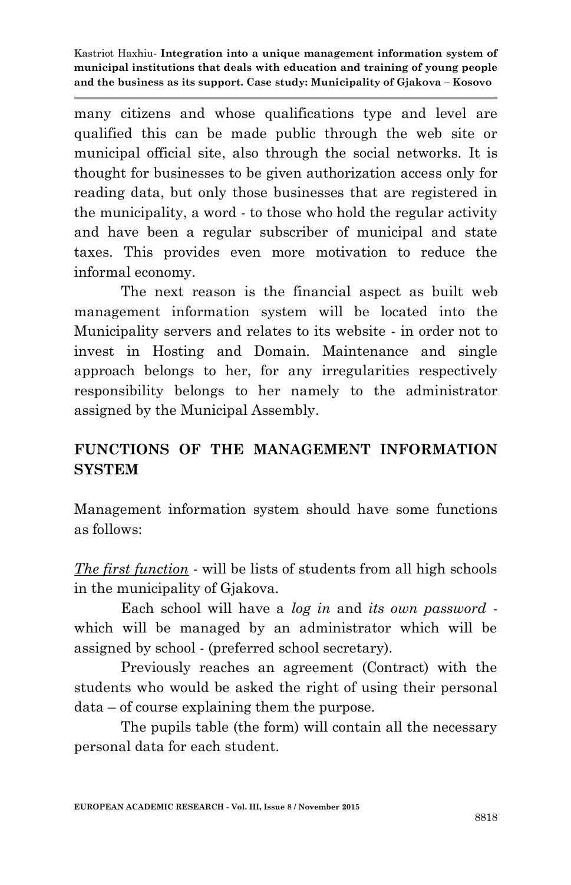many citizens and whose qualifications type and level are qualified this can be made public through the web site or municipal official site, also through the social networks. It is thought for businesses to be given authorization access only for reading data, but only those businesses that are registered in the municipality, a word - to those who hold the regular activity and have been a regular subscriber of municipal and state taxes. This provides even more motivation to reduce the informal economy.

The next reason is the financial aspect as built web management information system will be located into the Municipality servers and relates to its website - in order not to invest in Hosting and Domain. Maintenance and single approach belongs to her, for any irregularities respectively responsibility belongs to her namely to the administrator assigned by the Municipal Assembly.

## FUNCTIONS OF THE MANAGEMENT INFORMATION SYSTEM

Management information system should have some functions as follows:

*The first function* - will be lists of students from all high schools in the municipality of Gjakova.

Each school will have a *log in* and *its own password* - which will be managed by an administrator which will be assigned by school - (preferred school secretary).

Previously reaches an agreement (Contract) with the students who would be asked the right of using their personal data – of course explaining them the purpose.

The pupils table (the form) will contain all the necessary personal data for each student.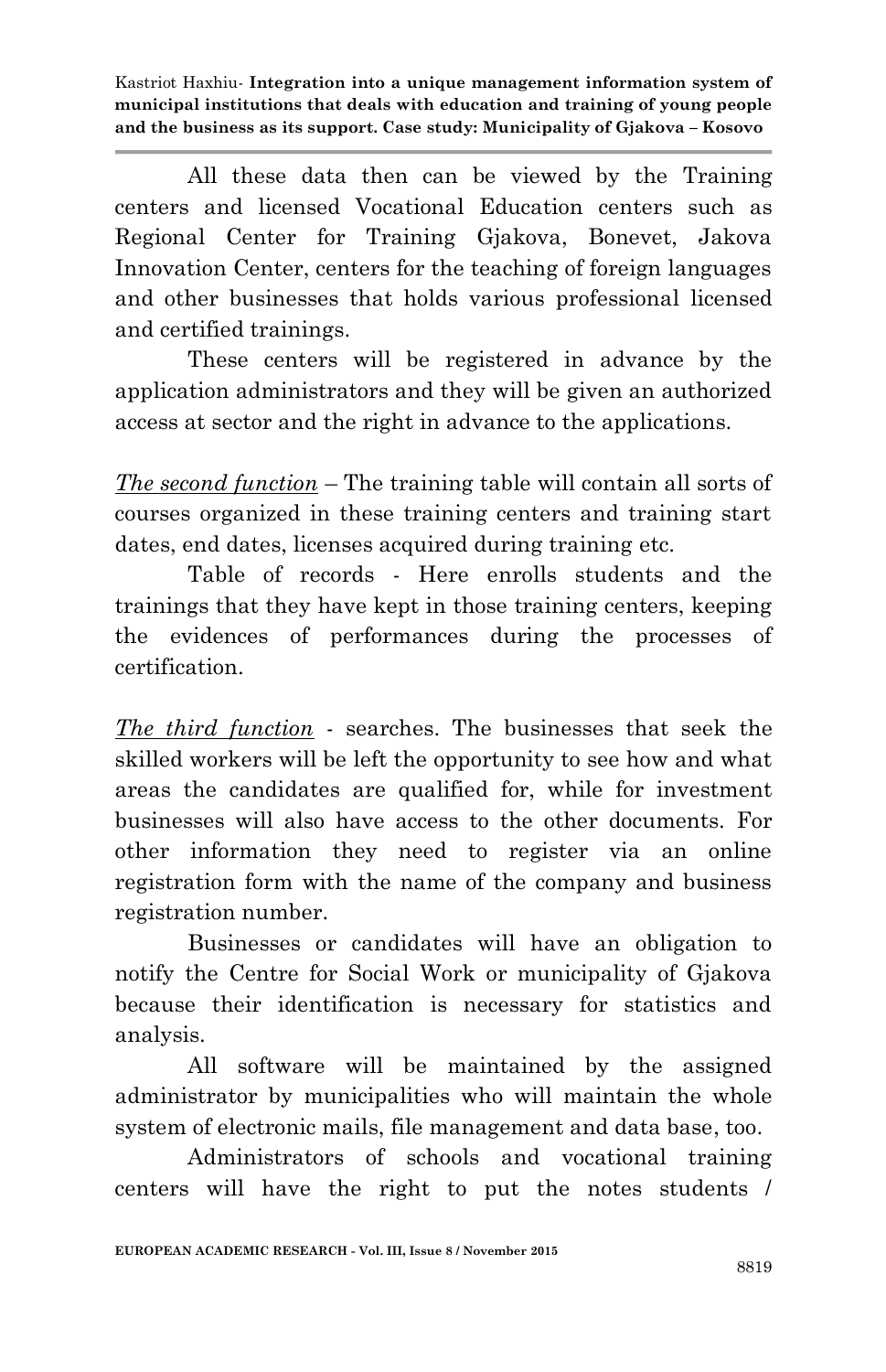All these data then can be viewed by the Training centers and licensed Vocational Education centers such as Regional Center for Training Gjakova, Bonevet, Jakova Innovation Center, centers for the teaching of foreign languages and other businesses that holds various professional licensed and certified trainings.

These centers will be registered in advance by the application administrators and they will be given an authorized access at sector and the right in advance to the applications.

*The second function* – The training table will contain all sorts of courses organized in these training centers and training start dates, end dates, licenses acquired during training etc.

Table of records - Here enrolls students and the trainings that they have kept in those training centers, keeping the evidences of performances during the processes of certification.

*The third function* - searches. The businesses that seek the skilled workers will be left the opportunity to see how and what areas the candidates are qualified for, while for investment businesses will also have access to the other documents. For other information they need to register via an online registration form with the name of the company and business registration number.

Businesses or candidates will have an obligation to notify the Centre for Social Work or municipality of Gjakova because their identification is necessary for statistics and analysis.

All software will be maintained by the assigned administrator by municipalities who will maintain the whole system of electronic mails, file management and data base, too.

Administrators of schools and vocational training centers will have the right to put the notes students /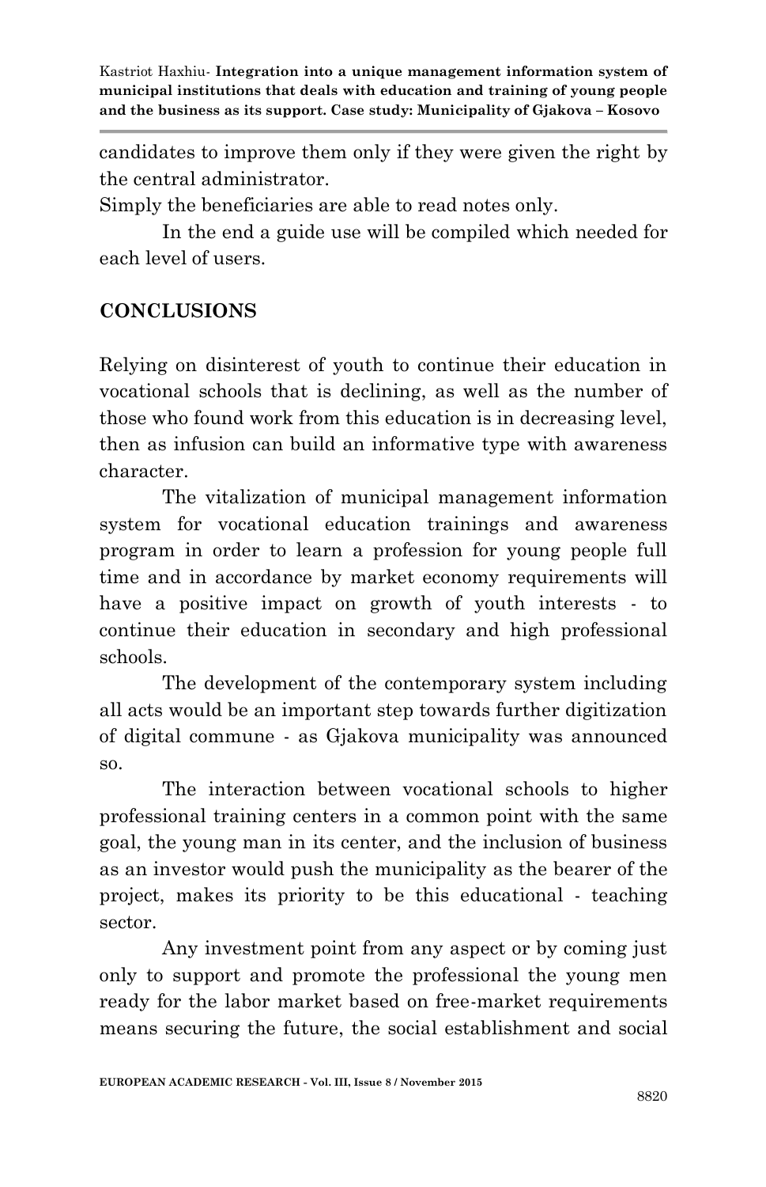candidates to improve them only if they were given the right by the central administrator.

Simply the beneficiaries are able to read notes only.

In the end a guide use will be compiled which needed for each level of users.

## CONCLUSIONS

Relying on disinterest of youth to continue their education in vocational schools that is declining, as well as the number of those who found work from this education is in decreasing level, then as infusion can build an informative type with awareness character.

The vitalization of municipal management information system for vocational education trainings and awareness program in order to learn a profession for young people full time and in accordance by market economy requirements will have a positive impact on growth of youth interests - to continue their education in secondary and high professional schools.

The development of the contemporary system including all acts would be an important step towards further digitization of digital commune - as Gjakova municipality was announced so.

The interaction between vocational schools to higher professional training centers in a common point with the same goal, the young man in its center, and the inclusion of business as an investor would push the municipality as the bearer of the project, makes its priority to be this educational - teaching sector.

Any investment point from any aspect or by coming just only to support and promote the professional the young men ready for the labor market based on free-market requirements means securing the future, the social establishment and social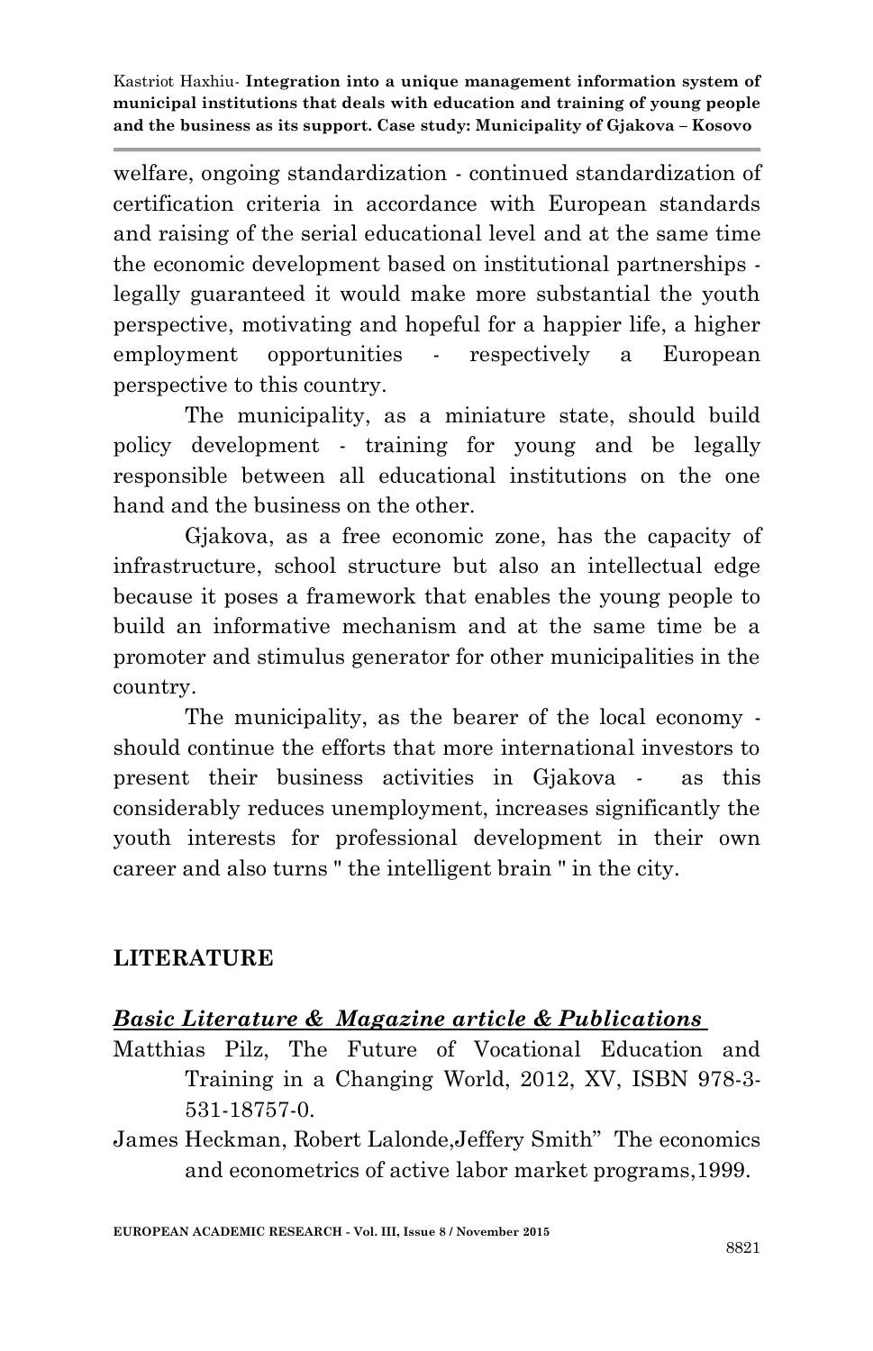welfare, ongoing standardization - continued standardization of certification criteria in accordance with European standards and raising of the serial educational level and at the same time the economic development based on institutional partnerships - legally guaranteed it would make more substantial the youth perspective, motivating and hopeful for a happier life, a higher employment opportunities - respectively a European perspective to this country.

The municipality, as a miniature state, should build policy development - training for young and be legally responsible between all educational institutions on the one hand and the business on the other.

Gjakova, as a free economic zone, has the capacity of infrastructure, school structure but also an intellectual edge because it poses a framework that enables the young people to build an informative mechanism and at the same time be a promoter and stimulus generator for other municipalities in the country.

The municipality, as the bearer of the local economy - should continue the efforts that more international investors to present their business activities in Gjakova - as this considerably reduces unemployment, increases significantly the youth interests for professional development in their own career and also turns " the intelligent brain " in the city.

## LITERATURE

***Basic Literature & Magazine article & Publications***

Matthias Pilz, The Future of Vocational Education and Training in a Changing World, 2012, XV, ISBN 978-3-531-18757-0.

James Heckman, Robert Lalonde,Jeffery Smith" The economics and econometrics of active labor market programs,1999.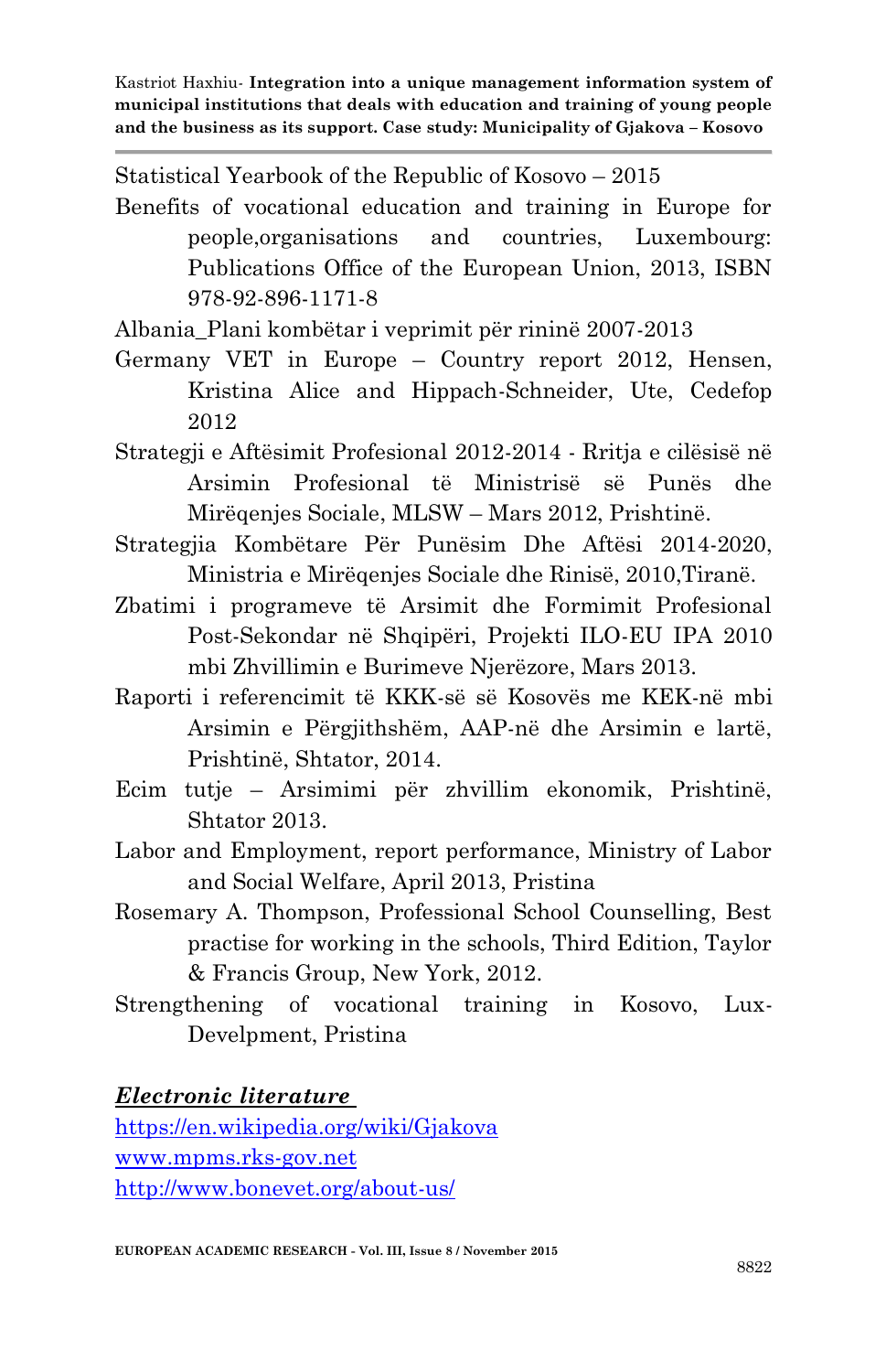Statistical Yearbook of the Republic of Kosovo – 2015

Benefits of vocational education and training in Europe for people,organisations and countries, Luxembourg: Publications Office of the European Union, 2013, ISBN 978-92-896-1171-8

Albania_Plani kombëtar i veprimit për rininë 2007-2013

Germany VET in Europe – Country report 2012, Hensen, Kristina Alice and Hippach-Schneider, Ute, Cedefop 2012

Strategji e Aftësimit Profesional 2012-2014 - Rritja e cilësisë në Arsimin Profesional të Ministrisë së Punës dhe Mirëqenjes Sociale, MLSW – Mars 2012, Prishtinë.

Strategjia Kombëtare Për Punësim Dhe Aftësi 2014-2020, Ministria e Mirëqenjes Sociale dhe Rinisë, 2010,Tiranë.

Zbatimi i programeve të Arsimit dhe Formimit Profesional Post-Sekondar në Shqipëri, Projekti ILO-EU IPA 2010 mbi Zhvillimin e Burimeve Njerëzore, Mars 2013.

Raporti i referencimit të KKK-së së Kosovës me KEK-në mbi Arsimin e Përgjithshëm, AAP-në dhe Arsimin e lartë, Prishtinë, Shtator, 2014.

Ecim tutje – Arsimimi për zhvillim ekonomik, Prishtinë, Shtator 2013.

Labor and Employment, report performance, Ministry of Labor and Social Welfare, April 2013, Pristina

Rosemary A. Thompson, Professional School Counselling, Best practise for working in the schools, Third Edition, Taylor & Francis Group, New York, 2012.

Strengthening of vocational training in Kosovo, Lux-Develpment, Pristina

***Electronic literature***

https://en.wikipedia.org/wiki/Gjakova

www.mpms.rks-gov.net

http://www.bonevet.org/about-us/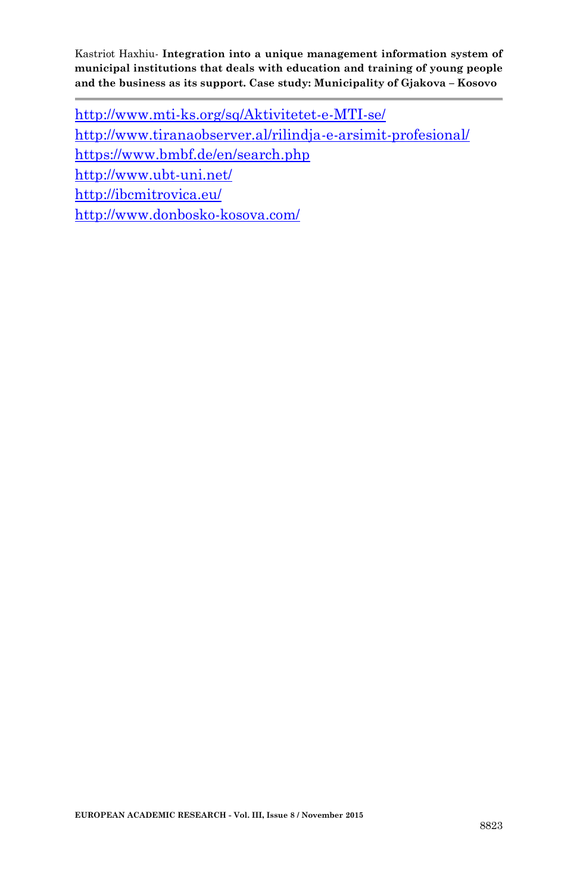http://www.mti-ks.org/sq/Aktivitetet-e-MTI-se/
http://www.tiranaobserver.al/rilindja-e-arsimit-profesional/
https://www.bmbf.de/en/search.php
http://www.ubt-uni.net/
http://ibcmitrovica.eu/
http://www.donbosko-kosova.com/